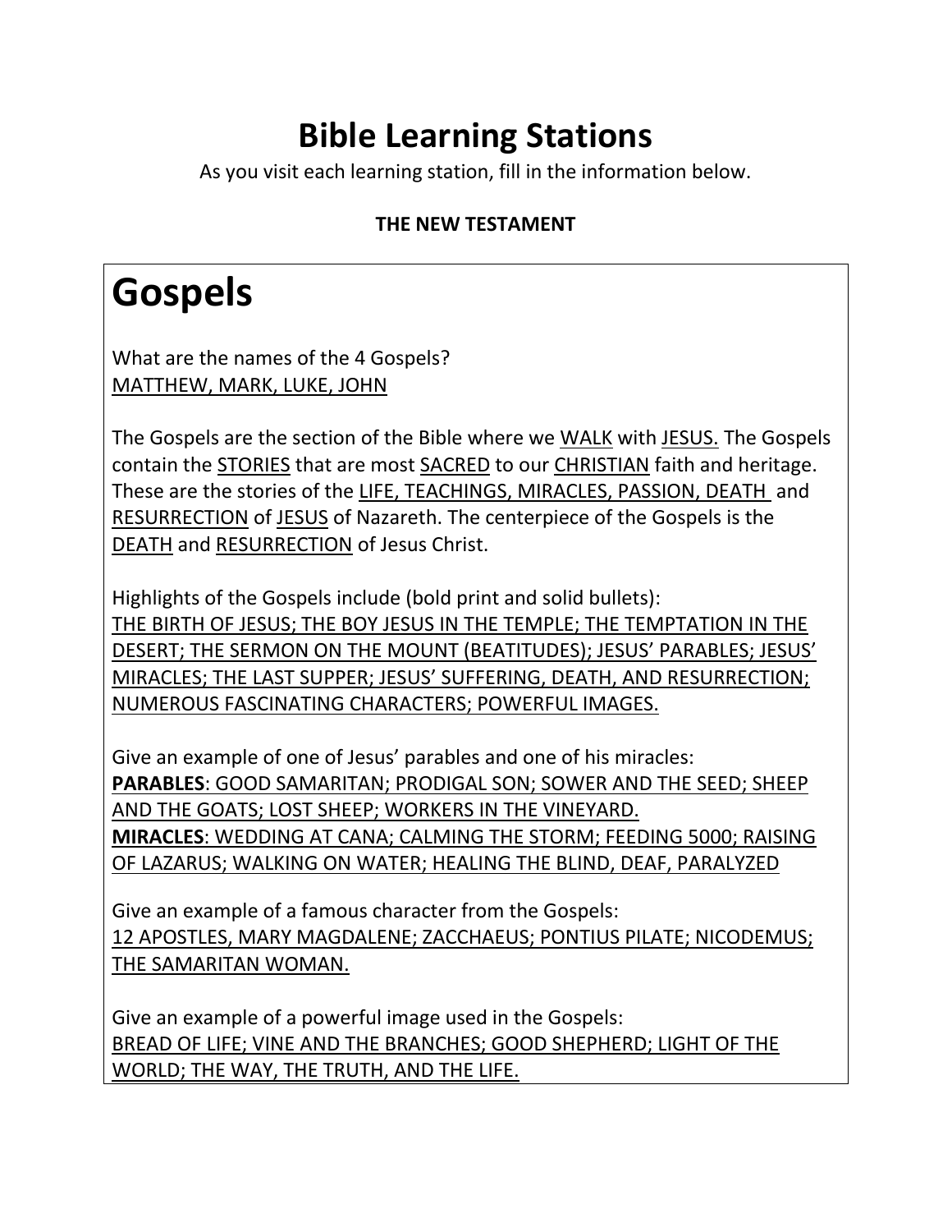# Bible Learning Stations

As you visit each learning station, fill in the information below.

**THE NEW TESTAMENT**

## Gospels

What are the names of the 4 Gospels?
<u>MATTHEW, MARK, LUKE, JOHN</u>

The Gospels are the section of the Bible where we <u>WALK</u> with <u>JESUS.</u> The Gospels contain the <u>STORIES</u> that are most <u>SACRED</u> to our <u>CHRISTIAN</u> faith and heritage. These are the stories of the <u>LIFE, TEACHINGS, MIRACLES, PASSION, DEATH</u> and <u>RESURRECTION</u> of <u>JESUS</u> of Nazareth. The centerpiece of the Gospels is the <u>DEATH</u> and <u>RESURRECTION</u> of Jesus Christ.

Highlights of the Gospels include (bold print and solid bullets):
<u>THE BIRTH OF JESUS; THE BOY JESUS IN THE TEMPLE; THE TEMPTATION IN THE DESERT; THE SERMON ON THE MOUNT (BEATITUDES); JESUS' PARABLES; JESUS' MIRACLES; THE LAST SUPPER; JESUS' SUFFERING, DEATH, AND RESURRECTION; NUMEROUS FASCINATING CHARACTERS; POWERFUL IMAGES.</u>

Give an example of one of Jesus' parables and one of his miracles:
**PARABLES**: <u>GOOD SAMARITAN; PRODIGAL SON; SOWER AND THE SEED; SHEEP AND THE GOATS; LOST SHEEP; WORKERS IN THE VINEYARD.</u>
**MIRACLES**: <u>WEDDING AT CANA; CALMING THE STORM; FEEDING 5000; RAISING OF LAZARUS; WALKING ON WATER; HEALING THE BLIND, DEAF, PARALYZED</u>

Give an example of a famous character from the Gospels:
<u>12 APOSTLES, MARY MAGDALENE; ZACCHAEUS; PONTIUS PILATE; NICODEMUS; THE SAMARITAN WOMAN.</u>

Give an example of a powerful image used in the Gospels:
<u>BREAD OF LIFE; VINE AND THE BRANCHES; GOOD SHEPHERD; LIGHT OF THE WORLD; THE WAY, THE TRUTH, AND THE LIFE.</u>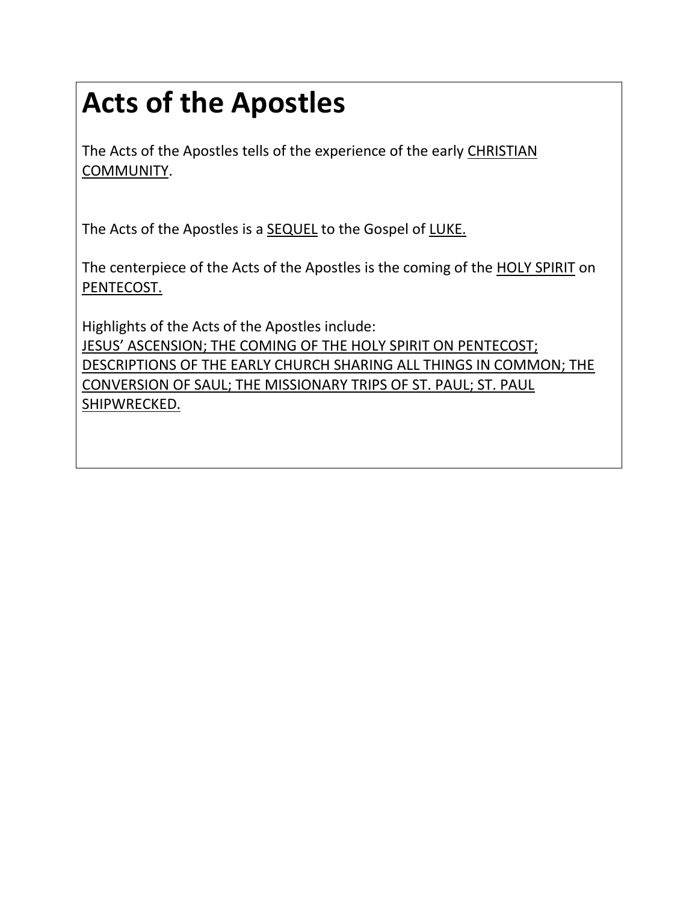# Acts of the Apostles

The Acts of the Apostles tells of the experience of the early <u>CHRISTIAN COMMUNITY</u>.

The Acts of the Apostles is a <u>SEQUEL</u> to the Gospel of <u>LUKE.</u>

The centerpiece of the Acts of the Apostles is the coming of the <u>HOLY SPIRIT</u> on <u>PENTECOST.</u>

Highlights of the Acts of the Apostles include:
<u>JESUS' ASCENSION; THE COMING OF THE HOLY SPIRIT ON PENTECOST; DESCRIPTIONS OF THE EARLY CHURCH SHARING ALL THINGS IN COMMON; THE CONVERSION OF SAUL; THE MISSIONARY TRIPS OF ST. PAUL; ST. PAUL SHIPWRECKED.</u>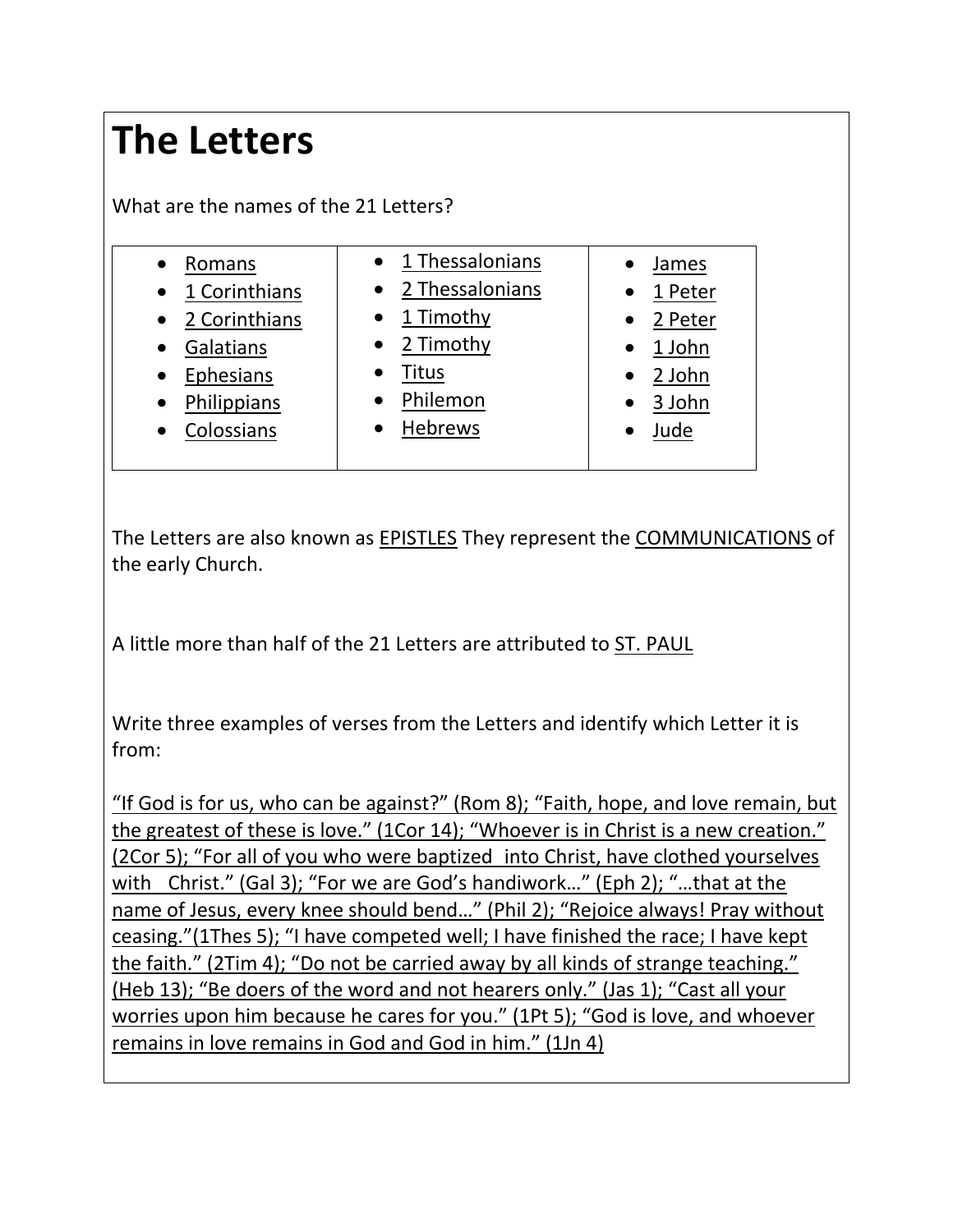# The Letters

What are the names of the 21 Letters?

| | | |
|---|---|---|
| • Romans<br>• 1 Corinthians<br>• 2 Corinthians<br>• Galatians<br>• Ephesians<br>• Philippians<br>• Colossians | • 1 Thessalonians<br>• 2 Thessalonians<br>• 1 Timothy<br>• 2 Timothy<br>• Titus<br>• Philemon<br>• Hebrews | • James<br>• 1 Peter<br>• 2 Peter<br>• 1 John<br>• 2 John<br>• 3 John<br>• Jude |

The Letters are also known as EPISTLES They represent the COMMUNICATIONS of the early Church.

A little more than half of the 21 Letters are attributed to ST. PAUL

Write three examples of verses from the Letters and identify which Letter it is from:

"If God is for us, who can be against?" (Rom 8); "Faith, hope, and love remain, but the greatest of these is love." (1Cor 14); "Whoever is in Christ is a new creation." (2Cor 5); "For all of you who were baptized into Christ, have clothed yourselves with Christ." (Gal 3); "For we are God's handiwork…" (Eph 2); "…that at the name of Jesus, every knee should bend…" (Phil 2); "Rejoice always! Pray without ceasing."(1Thes 5); "I have competed well; I have finished the race; I have kept the faith." (2Tim 4); "Do not be carried away by all kinds of strange teaching." (Heb 13); "Be doers of the word and not hearers only." (Jas 1); "Cast all your worries upon him because he cares for you." (1Pt 5); "God is love, and whoever remains in love remains in God and God in him." (1Jn 4)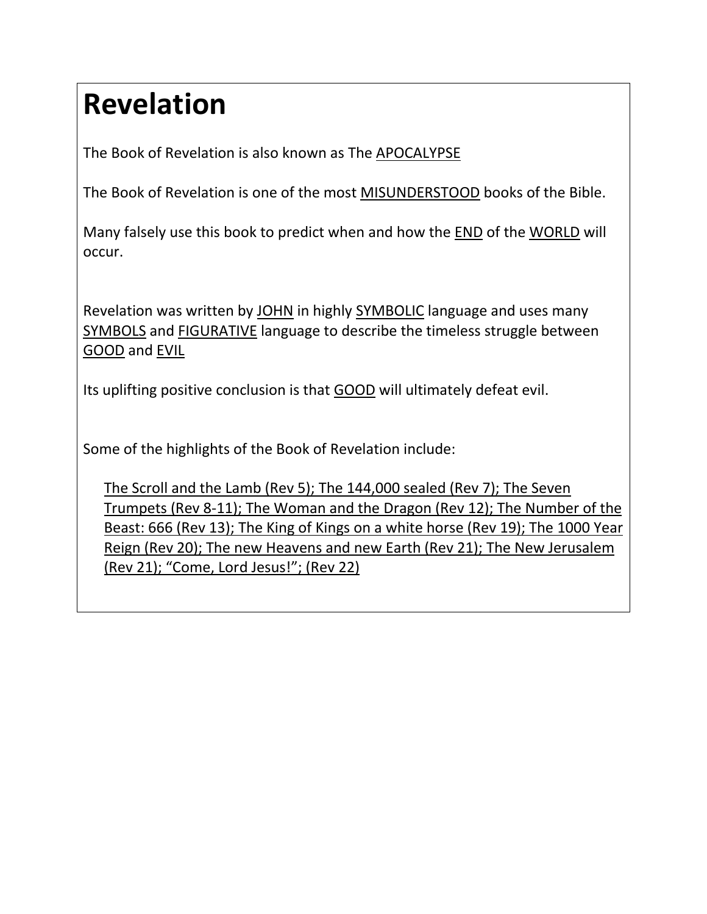# Revelation

The Book of Revelation is also known as The <u>APOCALYPSE</u>

The Book of Revelation is one of the most <u>MISUNDERSTOOD</u> books of the Bible.

Many falsely use this book to predict when and how the <u>END</u> of the <u>WORLD</u> will occur.

Revelation was written by <u>JOHN</u> in highly <u>SYMBOLIC</u> language and uses many <u>SYMBOLS</u> and <u>FIGURATIVE</u> language to describe the timeless struggle between <u>GOOD</u> and <u>EVIL</u>

Its uplifting positive conclusion is that <u>GOOD</u> will ultimately defeat evil.

Some of the highlights of the Book of Revelation include:

> <u>The Scroll and the Lamb (Rev 5); The 144,000 sealed (Rev 7); The Seven Trumpets (Rev 8-11); The Woman and the Dragon (Rev 12); The Number of the Beast: 666 (Rev 13); The King of Kings on a white horse (Rev 19); The 1000 Year Reign (Rev 20); The new Heavens and new Earth (Rev 21); The New Jerusalem (Rev 21); “Come, Lord Jesus!”; (Rev 22)</u>